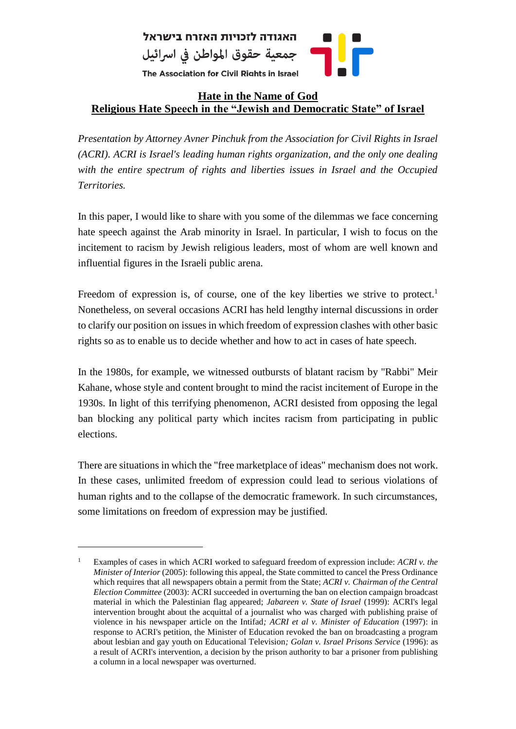האגודה לזכויות האזרח בישראל
جمعية حقوق المواطن في اسرائيل
The Association for Civil Rights in Israel

# Hate in the Name of God
## Religious Hate Speech in the "Jewish and Democratic State" of Israel

*Presentation by Attorney Avner Pinchuk from the Association for Civil Rights in Israel (ACRI). ACRI is Israel's leading human rights organization, and the only one dealing with the entire spectrum of rights and liberties issues in Israel and the Occupied Territories.*

In this paper, I would like to share with you some of the dilemmas we face concerning hate speech against the Arab minority in Israel. In particular, I wish to focus on the incitement to racism by Jewish religious leaders, most of whom are well known and influential figures in the Israeli public arena.

Freedom of expression is, of course, one of the key liberties we strive to protect.[1] Nonetheless, on several occasions ACRI has held lengthy internal discussions in order to clarify our position on issues in which freedom of expression clashes with other basic rights so as to enable us to decide whether and how to act in cases of hate speech.

In the 1980s, for example, we witnessed outbursts of blatant racism by "Rabbi" Meir Kahane, whose style and content brought to mind the racist incitement of Europe in the 1930s. In light of this terrifying phenomenon, ACRI desisted from opposing the legal ban blocking any political party which incites racism from participating in public elections.

There are situations in which the "free marketplace of ideas" mechanism does not work. In these cases, unlimited freedom of expression could lead to serious violations of human rights and to the collapse of the democratic framework. In such circumstances, some limitations on freedom of expression may be justified.

---

[1] Examples of cases in which ACRI worked to safeguard freedom of expression include: *ACRI v. the Minister of Interior* (2005): following this appeal, the State committed to cancel the Press Ordinance which requires that all newspapers obtain a permit from the State; *ACRI v. Chairman of the Central Election Committee* (2003): ACRI succeeded in overturning the ban on election campaign broadcast material in which the Palestinian flag appeared; *Jabareen v. State of Israel* (1999): ACRI's legal intervention brought about the acquittal of a journalist who was charged with publishing praise of violence in his newspaper article on the Intifad*; ACRI et al v. Minister of Education* (1997): in response to ACRI's petition, the Minister of Education revoked the ban on broadcasting a program about lesbian and gay youth on Educational Television*; Golan v. Israel Prisons Service* (1996): as a result of ACRI's intervention, a decision by the prison authority to bar a prisoner from publishing a column in a local newspaper was overturned.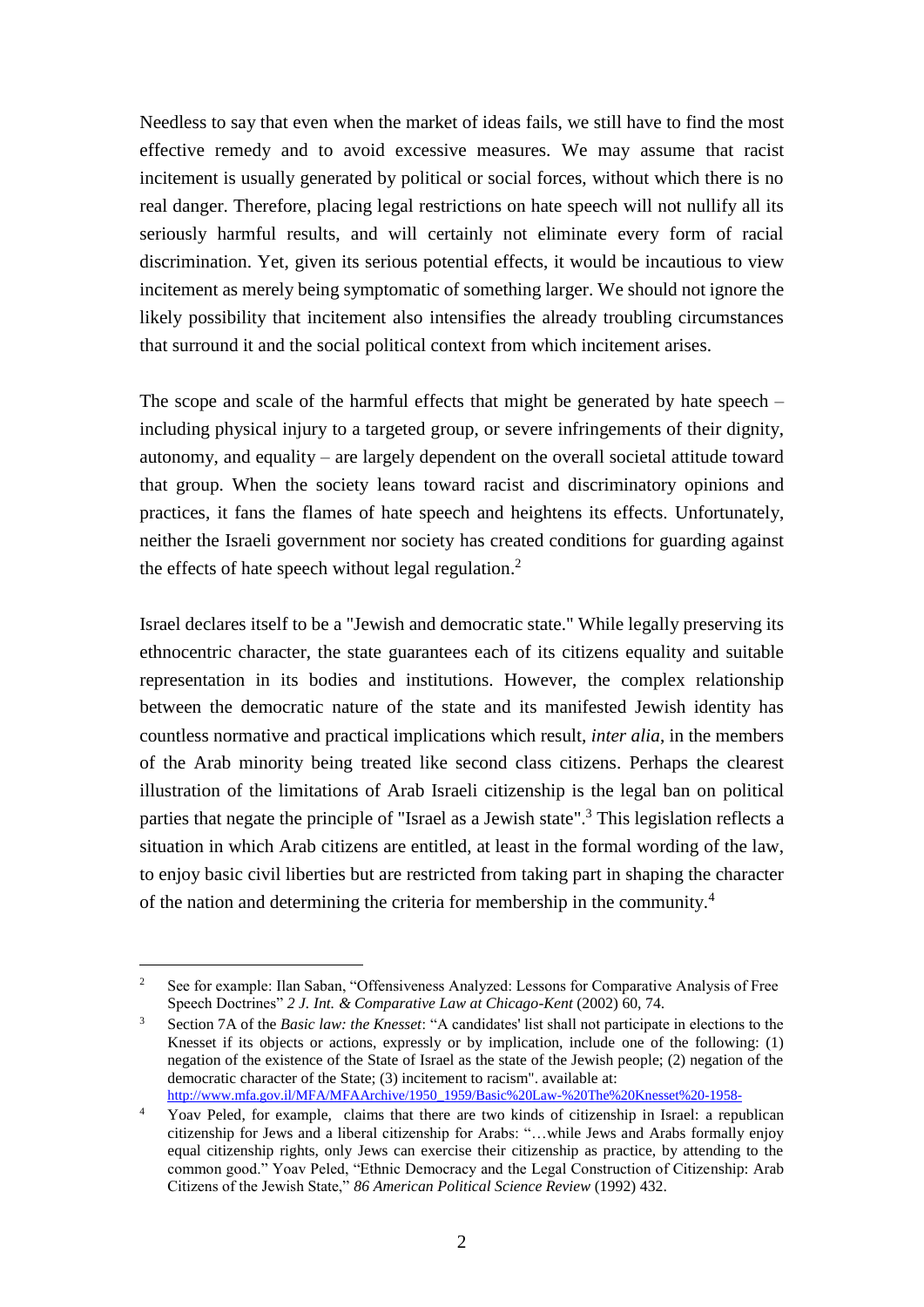Needless to say that even when the market of ideas fails, we still have to find the most effective remedy and to avoid excessive measures. We may assume that racist incitement is usually generated by political or social forces, without which there is no real danger. Therefore, placing legal restrictions on hate speech will not nullify all its seriously harmful results, and will certainly not eliminate every form of racial discrimination. Yet, given its serious potential effects, it would be incautious to view incitement as merely being symptomatic of something larger. We should not ignore the likely possibility that incitement also intensifies the already troubling circumstances that surround it and the social political context from which incitement arises.

The scope and scale of the harmful effects that might be generated by hate speech – including physical injury to a targeted group, or severe infringements of their dignity, autonomy, and equality – are largely dependent on the overall societal attitude toward that group. When the society leans toward racist and discriminatory opinions and practices, it fans the flames of hate speech and heightens its effects. Unfortunately, neither the Israeli government nor society has created conditions for guarding against the effects of hate speech without legal regulation.[2]

Israel declares itself to be a "Jewish and democratic state." While legally preserving its ethnocentric character, the state guarantees each of its citizens equality and suitable representation in its bodies and institutions. However, the complex relationship between the democratic nature of the state and its manifested Jewish identity has countless normative and practical implications which result, *inter alia*, in the members of the Arab minority being treated like second class citizens. Perhaps the clearest illustration of the limitations of Arab Israeli citizenship is the legal ban on political parties that negate the principle of "Israel as a Jewish state".[3] This legislation reflects a situation in which Arab citizens are entitled, at least in the formal wording of the law, to enjoy basic civil liberties but are restricted from taking part in shaping the character of the nation and determining the criteria for membership in the community.[4]

---

[2] See for example: Ilan Saban, "Offensiveness Analyzed: Lessons for Comparative Analysis of Free Speech Doctrines" *2 J. Int. & Comparative Law at Chicago-Kent* (2002) 60, 74.

[3] Section 7A of the *Basic law: the Knesset*: "A candidates' list shall not participate in elections to the Knesset if its objects or actions, expressly or by implication, include one of the following: (1) negation of the existence of the State of Israel as the state of the Jewish people; (2) negation of the democratic character of the State; (3) incitement to racism". available at: http://www.mfa.gov.il/MFA/MFAArchive/1950_1959/Basic%20Law-%20The%20Knesset%20-1958-

[4] Yoav Peled, for example, claims that there are two kinds of citizenship in Israel: a republican citizenship for Jews and a liberal citizenship for Arabs: "…while Jews and Arabs formally enjoy equal citizenship rights, only Jews can exercise their citizenship as practice, by attending to the common good." Yoav Peled, "Ethnic Democracy and the Legal Construction of Citizenship: Arab Citizens of the Jewish State," *86 American Political Science Review* (1992) 432.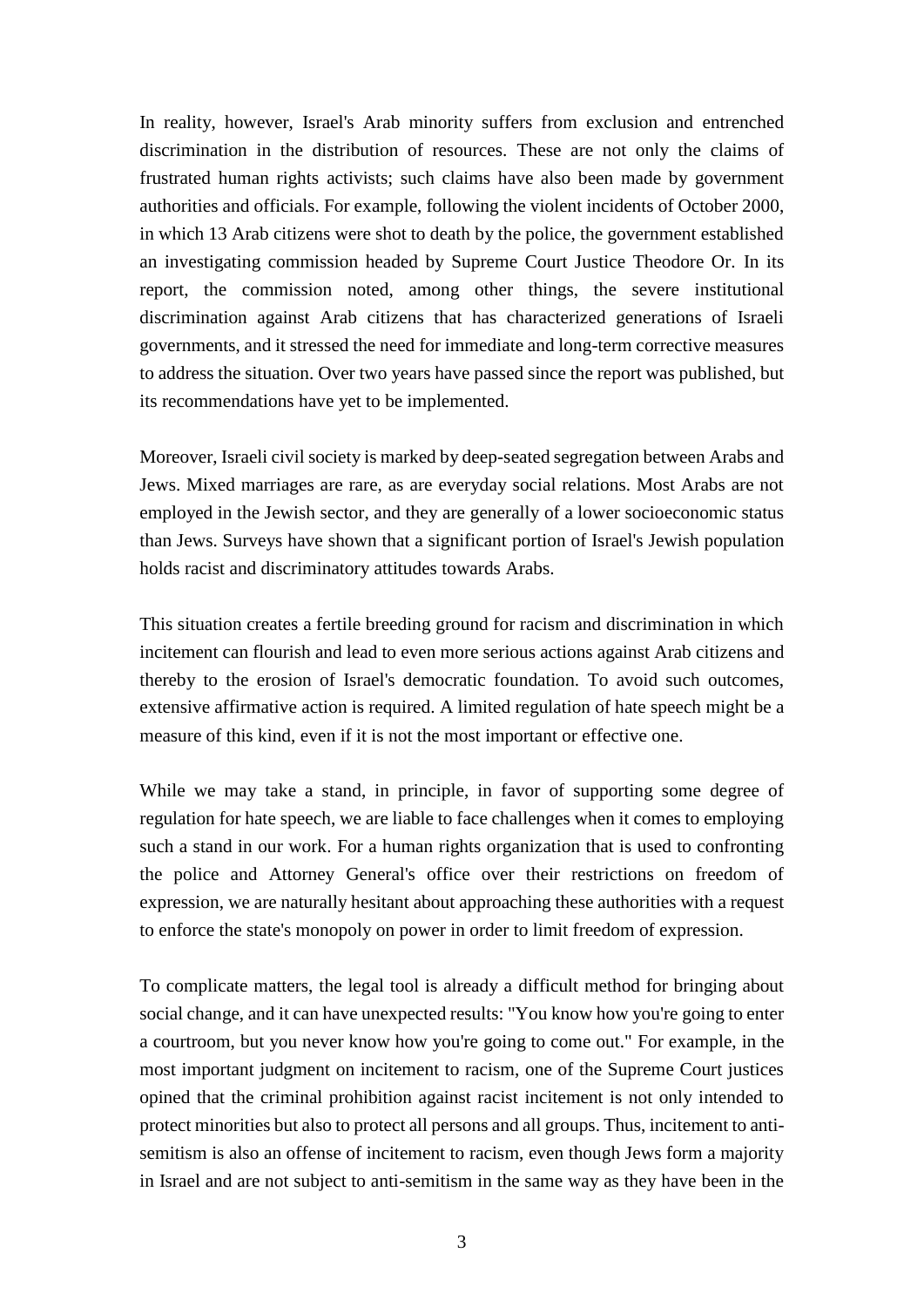In reality, however, Israel's Arab minority suffers from exclusion and entrenched discrimination in the distribution of resources. These are not only the claims of frustrated human rights activists; such claims have also been made by government authorities and officials. For example, following the violent incidents of October 2000, in which 13 Arab citizens were shot to death by the police, the government established an investigating commission headed by Supreme Court Justice Theodore Or. In its report, the commission noted, among other things, the severe institutional discrimination against Arab citizens that has characterized generations of Israeli governments, and it stressed the need for immediate and long-term corrective measures to address the situation. Over two years have passed since the report was published, but its recommendations have yet to be implemented.

Moreover, Israeli civil society is marked by deep-seated segregation between Arabs and Jews. Mixed marriages are rare, as are everyday social relations. Most Arabs are not employed in the Jewish sector, and they are generally of a lower socioeconomic status than Jews. Surveys have shown that a significant portion of Israel's Jewish population holds racist and discriminatory attitudes towards Arabs.

This situation creates a fertile breeding ground for racism and discrimination in which incitement can flourish and lead to even more serious actions against Arab citizens and thereby to the erosion of Israel's democratic foundation. To avoid such outcomes, extensive affirmative action is required. A limited regulation of hate speech might be a measure of this kind, even if it is not the most important or effective one.

While we may take a stand, in principle, in favor of supporting some degree of regulation for hate speech, we are liable to face challenges when it comes to employing such a stand in our work. For a human rights organization that is used to confronting the police and Attorney General's office over their restrictions on freedom of expression, we are naturally hesitant about approaching these authorities with a request to enforce the state's monopoly on power in order to limit freedom of expression.

To complicate matters, the legal tool is already a difficult method for bringing about social change, and it can have unexpected results: "You know how you're going to enter a courtroom, but you never know how you're going to come out." For example, in the most important judgment on incitement to racism, one of the Supreme Court justices opined that the criminal prohibition against racist incitement is not only intended to protect minorities but also to protect all persons and all groups. Thus, incitement to anti-semitism is also an offense of incitement to racism, even though Jews form a majority in Israel and are not subject to anti-semitism in the same way as they have been in the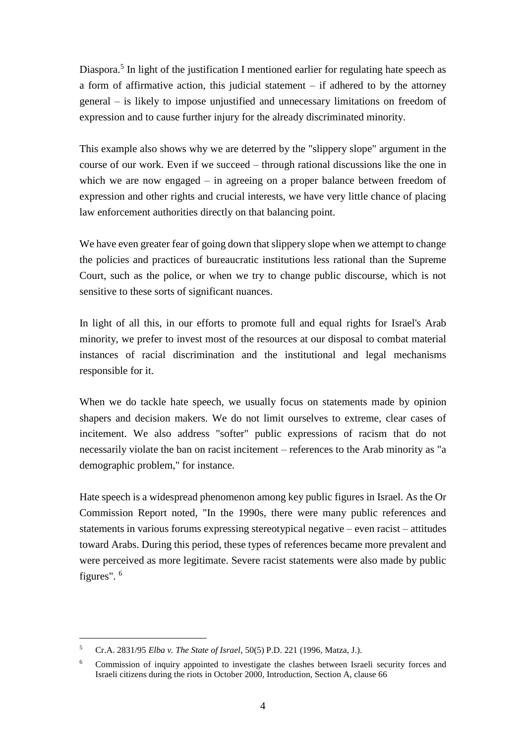Diaspora.[5] In light of the justification I mentioned earlier for regulating hate speech as a form of affirmative action, this judicial statement – if adhered to by the attorney general – is likely to impose unjustified and unnecessary limitations on freedom of expression and to cause further injury for the already discriminated minority.

This example also shows why we are deterred by the "slippery slope" argument in the course of our work. Even if we succeed – through rational discussions like the one in which we are now engaged – in agreeing on a proper balance between freedom of expression and other rights and crucial interests, we have very little chance of placing law enforcement authorities directly on that balancing point.

We have even greater fear of going down that slippery slope when we attempt to change the policies and practices of bureaucratic institutions less rational than the Supreme Court, such as the police, or when we try to change public discourse, which is not sensitive to these sorts of significant nuances.

In light of all this, in our efforts to promote full and equal rights for Israel's Arab minority, we prefer to invest most of the resources at our disposal to combat material instances of racial discrimination and the institutional and legal mechanisms responsible for it.

When we do tackle hate speech, we usually focus on statements made by opinion shapers and decision makers. We do not limit ourselves to extreme, clear cases of incitement. We also address "softer" public expressions of racism that do not necessarily violate the ban on racist incitement – references to the Arab minority as "a demographic problem," for instance.

Hate speech is a widespread phenomenon among key public figures in Israel. As the Or Commission Report noted, "In the 1990s, there were many public references and statements in various forums expressing stereotypical negative – even racist – attitudes toward Arabs. During this period, these types of references became more prevalent and were perceived as more legitimate. Severe racist statements were also made by public figures". [6]

---

[5] Cr.A. 2831/95 *Elba v. The State of Israel*, 50(5) P.D. 221 (1996, Matza, J.).

[6] Commission of inquiry appointed to investigate the clashes between Israeli security forces and Israeli citizens during the riots in October 2000, Introduction, Section A, clause 66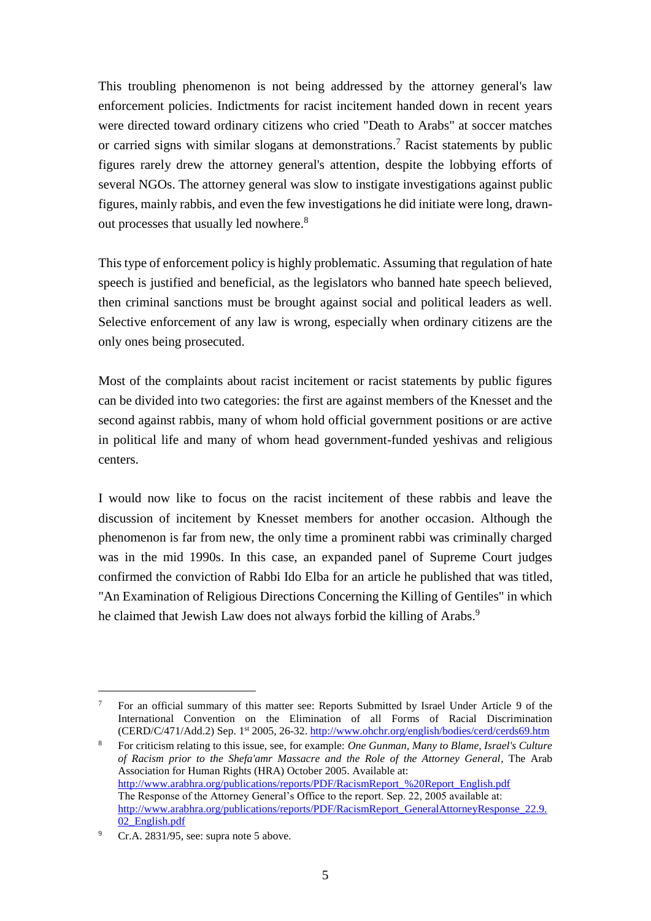This troubling phenomenon is not being addressed by the attorney general's law enforcement policies. Indictments for racist incitement handed down in recent years were directed toward ordinary citizens who cried "Death to Arabs" at soccer matches or carried signs with similar slogans at demonstrations.[7] Racist statements by public figures rarely drew the attorney general's attention, despite the lobbying efforts of several NGOs. The attorney general was slow to instigate investigations against public figures, mainly rabbis, and even the few investigations he did initiate were long, drawn-out processes that usually led nowhere.[8]

This type of enforcement policy is highly problematic. Assuming that regulation of hate speech is justified and beneficial, as the legislators who banned hate speech believed, then criminal sanctions must be brought against social and political leaders as well. Selective enforcement of any law is wrong, especially when ordinary citizens are the only ones being prosecuted.

Most of the complaints about racist incitement or racist statements by public figures can be divided into two categories: the first are against members of the Knesset and the second against rabbis, many of whom hold official government positions or are active in political life and many of whom head government-funded yeshivas and religious centers.

I would now like to focus on the racist incitement of these rabbis and leave the discussion of incitement by Knesset members for another occasion. Although the phenomenon is far from new, the only time a prominent rabbi was criminally charged was in the mid 1990s. In this case, an expanded panel of Supreme Court judges confirmed the conviction of Rabbi Ido Elba for an article he published that was titled, "An Examination of Religious Directions Concerning the Killing of Gentiles" in which he claimed that Jewish Law does not always forbid the killing of Arabs.[9]

---

[7] For an official summary of this matter see: Reports Submitted by Israel Under Article 9 of the International Convention on the Elimination of all Forms of Racial Discrimination (CERD/C/471/Add.2) Sep. 1st 2005, 26-32. http://www.ohchr.org/english/bodies/cerd/cerds69.htm

[8] For criticism relating to this issue, see, for example: *One Gunman, Many to Blame, Israel's Culture of Racism prior to the Shefa'amr Massacre and the Role of the Attorney General*, The Arab Association for Human Rights (HRA) October 2005. Available at: http://www.arabhra.org/publications/reports/PDF/RacismReport_%20Report_English.pdf The Response of the Attorney General's Office to the report. Sep. 22, 2005 available at: http://www.arabhra.org/publications/reports/PDF/RacismReport_GeneralAttorneyResponse_22.9.02_English.pdf

[9] Cr.A. 2831/95, see: supra note 5 above.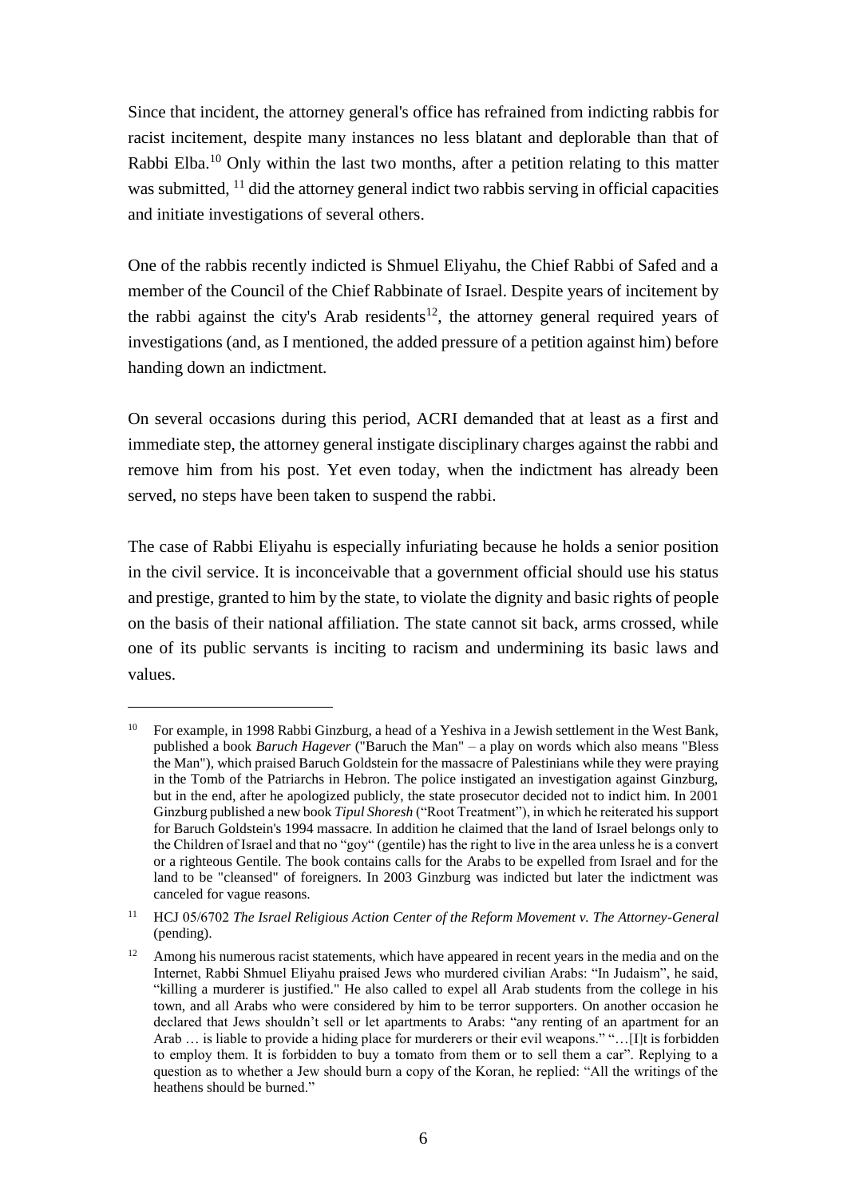Since that incident, the attorney general's office has refrained from indicting rabbis for racist incitement, despite many instances no less blatant and deplorable than that of Rabbi Elba.[10] Only within the last two months, after a petition relating to this matter was submitted, [11] did the attorney general indict two rabbis serving in official capacities and initiate investigations of several others.

One of the rabbis recently indicted is Shmuel Eliyahu, the Chief Rabbi of Safed and a member of the Council of the Chief Rabbinate of Israel. Despite years of incitement by the rabbi against the city's Arab residents[12], the attorney general required years of investigations (and, as I mentioned, the added pressure of a petition against him) before handing down an indictment.

On several occasions during this period, ACRI demanded that at least as a first and immediate step, the attorney general instigate disciplinary charges against the rabbi and remove him from his post. Yet even today, when the indictment has already been served, no steps have been taken to suspend the rabbi.

The case of Rabbi Eliyahu is especially infuriating because he holds a senior position in the civil service. It is inconceivable that a government official should use his status and prestige, granted to him by the state, to violate the dignity and basic rights of people on the basis of their national affiliation. The state cannot sit back, arms crossed, while one of its public servants is inciting to racism and undermining its basic laws and values.

---

[10] For example, in 1998 Rabbi Ginzburg, a head of a Yeshiva in a Jewish settlement in the West Bank, published a book *Baruch Hagever* ("Baruch the Man" – a play on words which also means "Bless the Man"), which praised Baruch Goldstein for the massacre of Palestinians while they were praying in the Tomb of the Patriarchs in Hebron. The police instigated an investigation against Ginzburg, but in the end, after he apologized publicly, the state prosecutor decided not to indict him. In 2001 Ginzburg published a new book *Tipul Shoresh* ("Root Treatment"), in which he reiterated his support for Baruch Goldstein's 1994 massacre. In addition he claimed that the land of Israel belongs only to the Children of Israel and that no "goy" (gentile) has the right to live in the area unless he is a convert or a righteous Gentile. The book contains calls for the Arabs to be expelled from Israel and for the land to be "cleansed" of foreigners. In 2003 Ginzburg was indicted but later the indictment was canceled for vague reasons.

[11] HCJ 05/6702 *The Israel Religious Action Center of the Reform Movement v. The Attorney-General* (pending).

[12] Among his numerous racist statements, which have appeared in recent years in the media and on the Internet, Rabbi Shmuel Eliyahu praised Jews who murdered civilian Arabs: "In Judaism", he said, "killing a murderer is justified." He also called to expel all Arab students from the college in his town, and all Arabs who were considered by him to be terror supporters. On another occasion he declared that Jews shouldn't sell or let apartments to Arabs: "any renting of an apartment for an Arab … is liable to provide a hiding place for murderers or their evil weapons." "…[I]t is forbidden to employ them. It is forbidden to buy a tomato from them or to sell them a car". Replying to a question as to whether a Jew should burn a copy of the Koran, he replied: "All the writings of the heathens should be burned."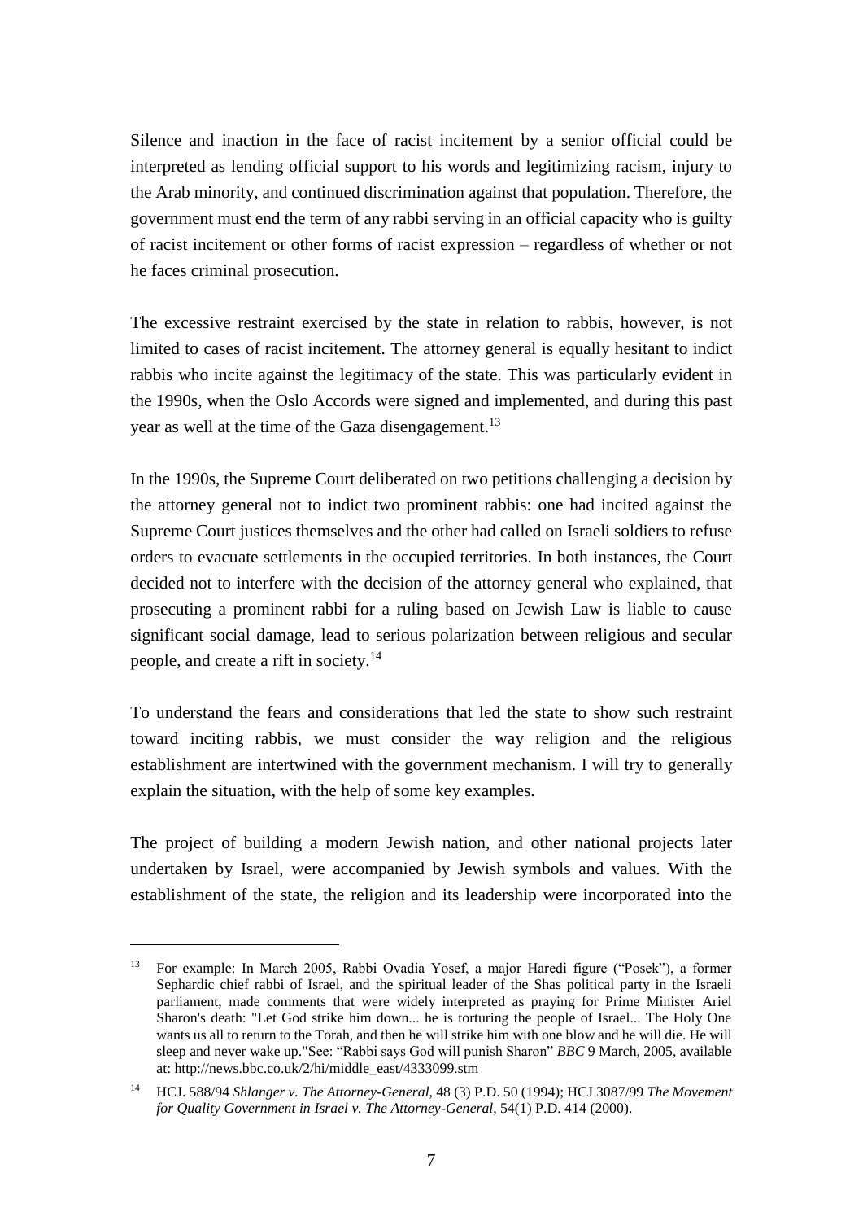Silence and inaction in the face of racist incitement by a senior official could be interpreted as lending official support to his words and legitimizing racism, injury to the Arab minority, and continued discrimination against that population. Therefore, the government must end the term of any rabbi serving in an official capacity who is guilty of racist incitement or other forms of racist expression – regardless of whether or not he faces criminal prosecution.

The excessive restraint exercised by the state in relation to rabbis, however, is not limited to cases of racist incitement. The attorney general is equally hesitant to indict rabbis who incite against the legitimacy of the state. This was particularly evident in the 1990s, when the Oslo Accords were signed and implemented, and during this past year as well at the time of the Gaza disengagement.[13]

In the 1990s, the Supreme Court deliberated on two petitions challenging a decision by the attorney general not to indict two prominent rabbis: one had incited against the Supreme Court justices themselves and the other had called on Israeli soldiers to refuse orders to evacuate settlements in the occupied territories. In both instances, the Court decided not to interfere with the decision of the attorney general who explained, that prosecuting a prominent rabbi for a ruling based on Jewish Law is liable to cause significant social damage, lead to serious polarization between religious and secular people, and create a rift in society.[14]

To understand the fears and considerations that led the state to show such restraint toward inciting rabbis, we must consider the way religion and the religious establishment are intertwined with the government mechanism. I will try to generally explain the situation, with the help of some key examples.

The project of building a modern Jewish nation, and other national projects later undertaken by Israel, were accompanied by Jewish symbols and values. With the establishment of the state, the religion and its leadership were incorporated into the

---

[13] For example: In March 2005, Rabbi Ovadia Yosef, a major Haredi figure ("Posek"), a former Sephardic chief rabbi of Israel, and the spiritual leader of the Shas political party in the Israeli parliament, made comments that were widely interpreted as praying for Prime Minister Ariel Sharon's death: "Let God strike him down... he is torturing the people of Israel... The Holy One wants us all to return to the Torah, and then he will strike him with one blow and he will die. He will sleep and never wake up."See: "Rabbi says God will punish Sharon" *BBC* 9 March, 2005, available at: http://news.bbc.co.uk/2/hi/middle_east/4333099.stm

[14] HCJ. 588/94 *Shlanger v. The Attorney-General*, 48 (3) P.D. 50 (1994); HCJ 3087/99 *The Movement for Quality Government in Israel v. The Attorney-General*, 54(1) P.D. 414 (2000).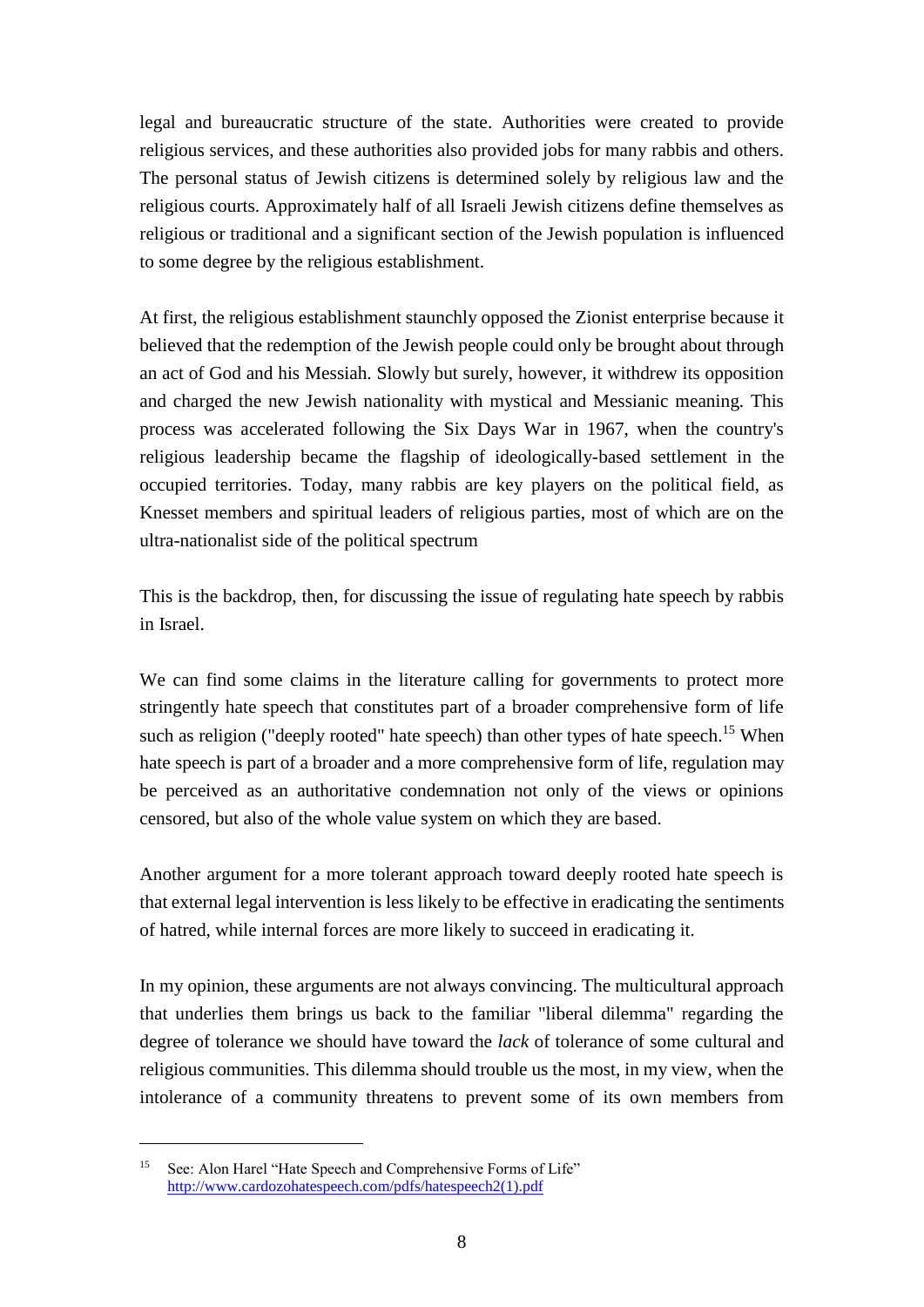legal and bureaucratic structure of the state. Authorities were created to provide religious services, and these authorities also provided jobs for many rabbis and others. The personal status of Jewish citizens is determined solely by religious law and the religious courts. Approximately half of all Israeli Jewish citizens define themselves as religious or traditional and a significant section of the Jewish population is influenced to some degree by the religious establishment.

At first, the religious establishment staunchly opposed the Zionist enterprise because it believed that the redemption of the Jewish people could only be brought about through an act of God and his Messiah. Slowly but surely, however, it withdrew its opposition and charged the new Jewish nationality with mystical and Messianic meaning. This process was accelerated following the Six Days War in 1967, when the country's religious leadership became the flagship of ideologically-based settlement in the occupied territories. Today, many rabbis are key players on the political field, as Knesset members and spiritual leaders of religious parties, most of which are on the ultra-nationalist side of the political spectrum

This is the backdrop, then, for discussing the issue of regulating hate speech by rabbis in Israel.

We can find some claims in the literature calling for governments to protect more stringently hate speech that constitutes part of a broader comprehensive form of life such as religion ("deeply rooted" hate speech) than other types of hate speech.[15] When hate speech is part of a broader and a more comprehensive form of life, regulation may be perceived as an authoritative condemnation not only of the views or opinions censored, but also of the whole value system on which they are based.

Another argument for a more tolerant approach toward deeply rooted hate speech is that external legal intervention is less likely to be effective in eradicating the sentiments of hatred, while internal forces are more likely to succeed in eradicating it.

In my opinion, these arguments are not always convincing. The multicultural approach that underlies them brings us back to the familiar "liberal dilemma" regarding the degree of tolerance we should have toward the *lack* of tolerance of some cultural and religious communities. This dilemma should trouble us the most, in my view, when the intolerance of a community threatens to prevent some of its own members from

---

[15] See: Alon Harel "Hate Speech and Comprehensive Forms of Life" http://www.cardozohatespeech.com/pdfs/hatespeech2(1).pdf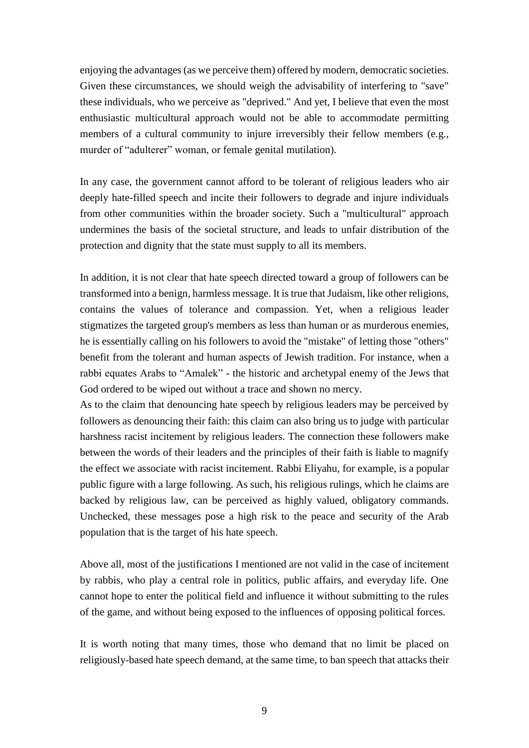enjoying the advantages (as we perceive them) offered by modern, democratic societies. Given these circumstances, we should weigh the advisability of interfering to "save" these individuals, who we perceive as "deprived." And yet, I believe that even the most enthusiastic multicultural approach would not be able to accommodate permitting members of a cultural community to injure irreversibly their fellow members (e.g., murder of "adulterer" woman, or female genital mutilation).

In any case, the government cannot afford to be tolerant of religious leaders who air deeply hate-filled speech and incite their followers to degrade and injure individuals from other communities within the broader society. Such a "multicultural" approach undermines the basis of the societal structure, and leads to unfair distribution of the protection and dignity that the state must supply to all its members.

In addition, it is not clear that hate speech directed toward a group of followers can be transformed into a benign, harmless message. It is true that Judaism, like other religions, contains the values of tolerance and compassion. Yet, when a religious leader stigmatizes the targeted group's members as less than human or as murderous enemies, he is essentially calling on his followers to avoid the "mistake" of letting those "others" benefit from the tolerant and human aspects of Jewish tradition. For instance, when a rabbi equates Arabs to "Amalek" - the historic and archetypal enemy of the Jews that God ordered to be wiped out without a trace and shown no mercy.

As to the claim that denouncing hate speech by religious leaders may be perceived by followers as denouncing their faith: this claim can also bring us to judge with particular harshness racist incitement by religious leaders. The connection these followers make between the words of their leaders and the principles of their faith is liable to magnify the effect we associate with racist incitement. Rabbi Eliyahu, for example, is a popular public figure with a large following. As such, his religious rulings, which he claims are backed by religious law, can be perceived as highly valued, obligatory commands. Unchecked, these messages pose a high risk to the peace and security of the Arab population that is the target of his hate speech.

Above all, most of the justifications I mentioned are not valid in the case of incitement by rabbis, who play a central role in politics, public affairs, and everyday life. One cannot hope to enter the political field and influence it without submitting to the rules of the game, and without being exposed to the influences of opposing political forces.

It is worth noting that many times, those who demand that no limit be placed on religiously-based hate speech demand, at the same time, to ban speech that attacks their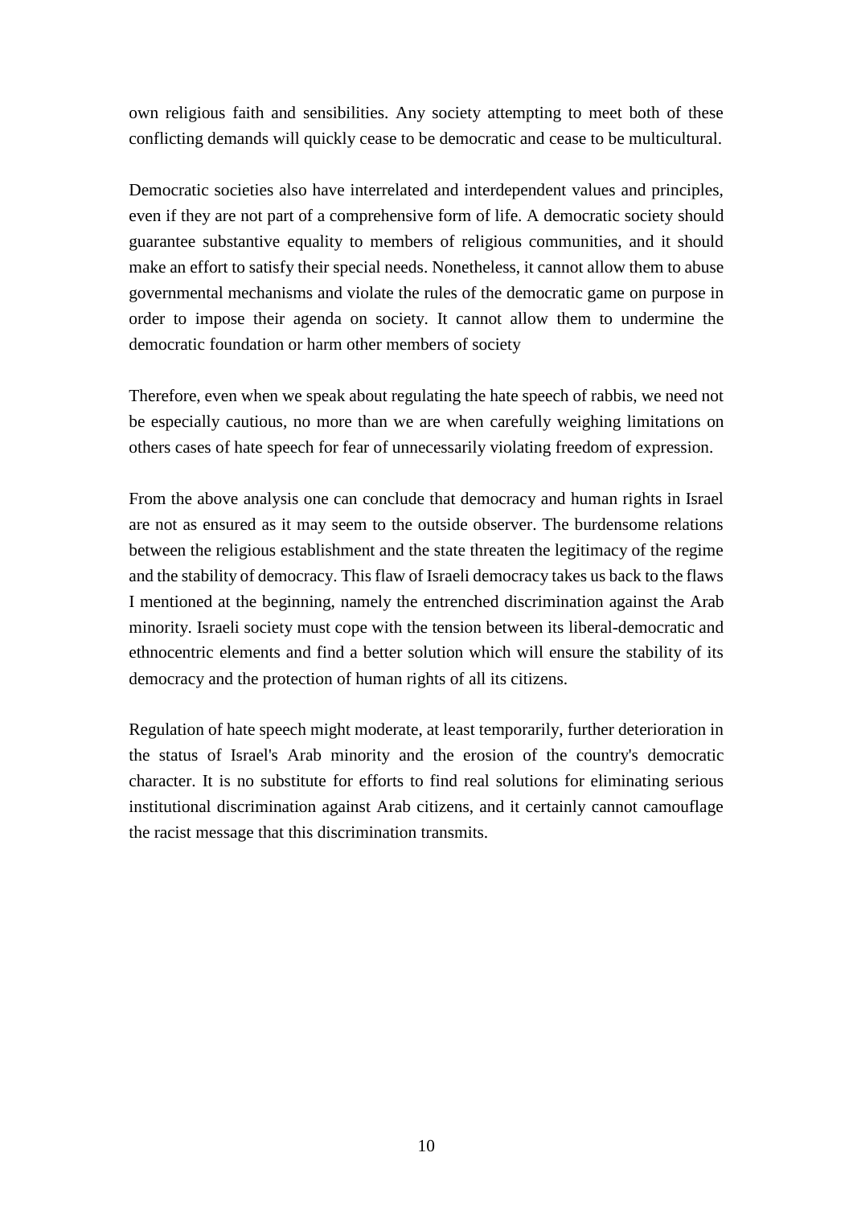own religious faith and sensibilities. Any society attempting to meet both of these conflicting demands will quickly cease to be democratic and cease to be multicultural.

Democratic societies also have interrelated and interdependent values and principles, even if they are not part of a comprehensive form of life. A democratic society should guarantee substantive equality to members of religious communities, and it should make an effort to satisfy their special needs. Nonetheless, it cannot allow them to abuse governmental mechanisms and violate the rules of the democratic game on purpose in order to impose their agenda on society. It cannot allow them to undermine the democratic foundation or harm other members of society

Therefore, even when we speak about regulating the hate speech of rabbis, we need not be especially cautious, no more than we are when carefully weighing limitations on others cases of hate speech for fear of unnecessarily violating freedom of expression.

From the above analysis one can conclude that democracy and human rights in Israel are not as ensured as it may seem to the outside observer. The burdensome relations between the religious establishment and the state threaten the legitimacy of the regime and the stability of democracy. This flaw of Israeli democracy takes us back to the flaws I mentioned at the beginning, namely the entrenched discrimination against the Arab minority. Israeli society must cope with the tension between its liberal-democratic and ethnocentric elements and find a better solution which will ensure the stability of its democracy and the protection of human rights of all its citizens.

Regulation of hate speech might moderate, at least temporarily, further deterioration in the status of Israel's Arab minority and the erosion of the country's democratic character. It is no substitute for efforts to find real solutions for eliminating serious institutional discrimination against Arab citizens, and it certainly cannot camouflage the racist message that this discrimination transmits.